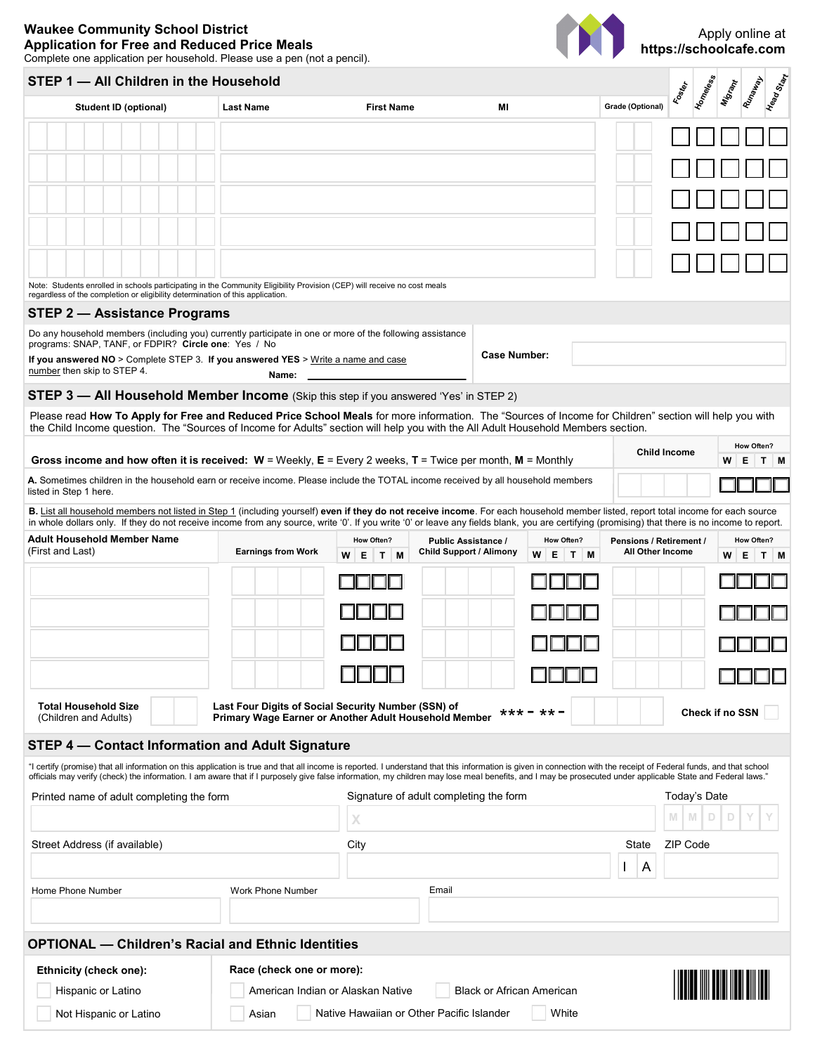**Waukee Community School District**
**Application for Free and Reduced Price Meals**
Complete one application per household. Please use a pen (not a pencil).

Apply online at
**https://schoolcafe.com**

## STEP 1 — All Children in the Household

| Student ID (optional) | Last Name | First Name | MI | Grade (Optional) | Foster | Homeless | Migrant | Runaway | Head Start |
|---|---|---|---|---|---|---|---|---|---|
| | | | | | ☐ | ☐ | ☐ | ☐ | ☐ |
| | | | | | ☐ | ☐ | ☐ | ☐ | ☐ |
| | | | | | ☐ | ☐ | ☐ | ☐ | ☐ |
| | | | | | ☐ | ☐ | ☐ | ☐ | ☐ |
| | | | | | ☐ | ☐ | ☐ | ☐ | ☐ |

Note: Students enrolled in schools participating in the Community Eligibility Provision (CEP) will receive no cost meals regardless of the completion or eligibility determination of this application.

## STEP 2 — Assistance Programs

Do any household members (including you) currently participate in one or more of the following assistance programs: SNAP, TANF, or FDPIR? **Circle one**: Yes / No

**If you answered NO** > Complete STEP 3. **If you answered YES** > Write a name and case number then skip to STEP 4.

Name: ____________________

**Case Number:** ____________________

## STEP 3 — All Household Member Income (Skip this step if you answered 'Yes' in STEP 2)

Please read **How To Apply for Free and Reduced Price School Meals** for more information. The "Sources of Income for Children" section will help you with the Child Income question. The "Sources of Income for Adults" section will help you with the All Adult Household Members section.

**Gross income and how often it is received: W** = Weekly, **E** = Every 2 weeks, **T** = Twice per month, **M** = Monthly

| | Child Income | How Often? W | E | T | M |
|---|---|---|---|---|---|
| **A.** Sometimes children in the household earn or receive income. Please include the TOTAL income received by all household members listed in Step 1 here. | | ☐ | ☐ | ☐ | ☐ |

**B.** List all household members not listed in Step 1 (including yourself) **even if they do not receive income**. For each household member listed, report total income for each source in whole dollars only. If they do not receive income from any source, write '0'. If you write '0' or leave any fields blank, you are certifying (promising) that there is no income to report.

| Adult Household Member Name (First and Last) | Earnings from Work | How Often? W | E | T | M | Public Assistance / Child Support / Alimony | How Often? W | E | T | M | Pensions / Retirement / All Other Income | How Often? W | E | T | M |
|---|---|---|---|---|---|---|---|---|---|---|---|---|---|---|---|
| | | ☐ | ☐ | ☐ | ☐ | | ☐ | ☐ | ☐ | ☐ | | ☐ | ☐ | ☐ | ☐ |
| | | ☐ | ☐ | ☐ | ☐ | | ☐ | ☐ | ☐ | ☐ | | ☐ | ☐ | ☐ | ☐ |
| | | ☐ | ☐ | ☐ | ☐ | | ☐ | ☐ | ☐ | ☐ | | ☐ | ☐ | ☐ | ☐ |
| | | ☐ | ☐ | ☐ | ☐ | | ☐ | ☐ | ☐ | ☐ | | ☐ | ☐ | ☐ | ☐ |

**Total Household Size** (Children and Adults) ____

**Last Four Digits of Social Security Number (SSN) of Primary Wage Earner or Another Adult Household Member** *** - ** - ____

**Check if no SSN** ☐

## STEP 4 — Contact Information and Adult Signature

"I certify (promise) that all information on this application is true and that all income is reported. I understand that this information is given in connection with the receipt of Federal funds, and that school officials may verify (check) the information. I am aware that if I purposely give false information, my children may lose meal benefits, and I may be prosecuted under applicable State and Federal laws."

Printed name of adult completing the form ____________________

Signature of adult completing the form X ____________________

Today's Date M M D D Y Y

Street Address (if available) ____________________

City ____________________

State I A

ZIP Code ____________________

Home Phone Number ____________________

Work Phone Number ____________________

Email ____________________

## OPTIONAL — Children's Racial and Ethnic Identities

**Ethnicity (check one):**
- ☐ Hispanic or Latino
- ☐ Not Hispanic or Latino

**Race (check one or more):**
- ☐ American Indian or Alaskan Native
- ☐ Black or African American
- ☐ Asian
- ☐ Native Hawaiian or Other Pacific Islander
- ☐ White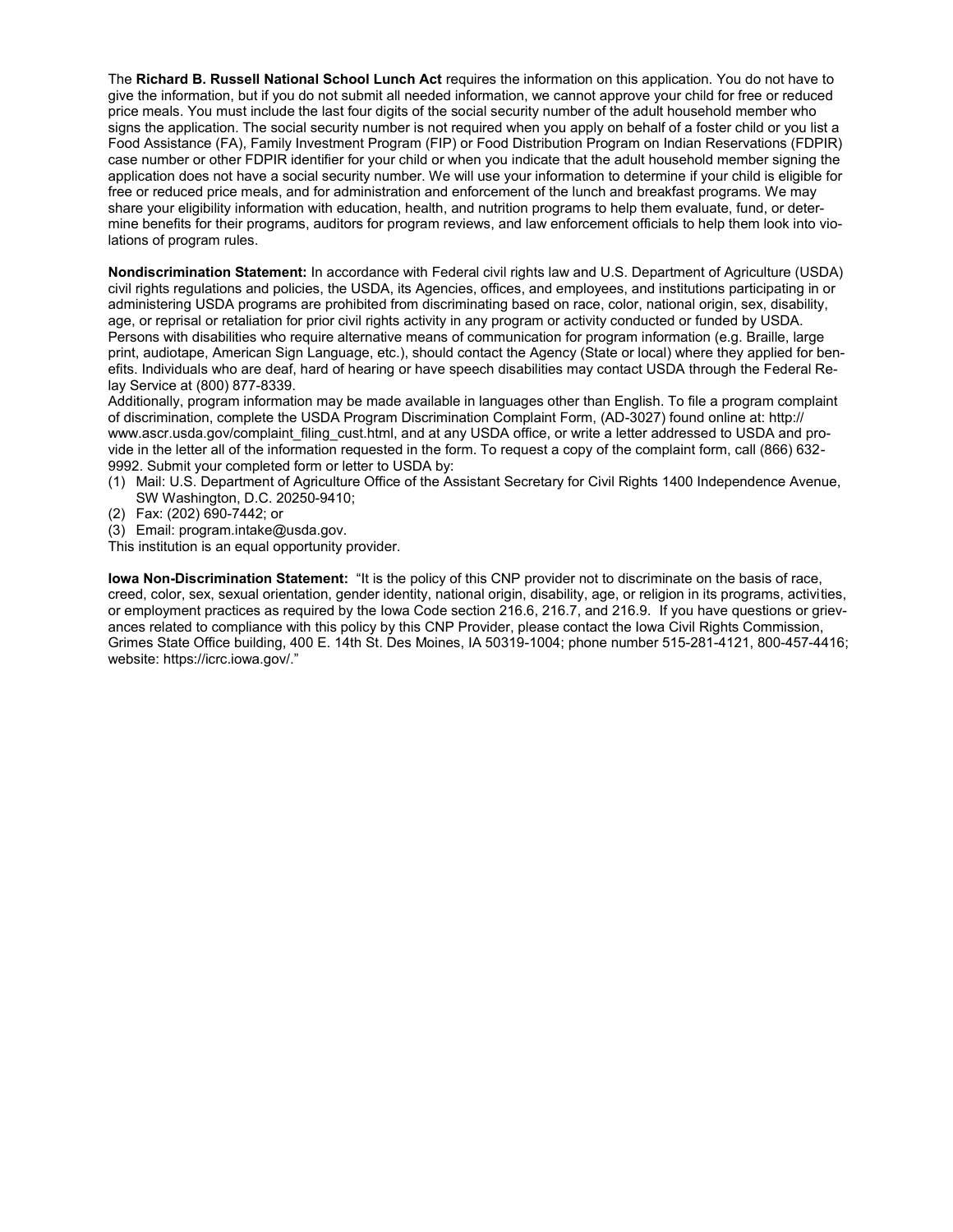The **Richard B. Russell National School Lunch Act** requires the information on this application. You do not have to give the information, but if you do not submit all needed information, we cannot approve your child for free or reduced price meals. You must include the last four digits of the social security number of the adult household member who signs the application. The social security number is not required when you apply on behalf of a foster child or you list a Food Assistance (FA), Family Investment Program (FIP) or Food Distribution Program on Indian Reservations (FDPIR) case number or other FDPIR identifier for your child or when you indicate that the adult household member signing the application does not have a social security number. We will use your information to determine if your child is eligible for free or reduced price meals, and for administration and enforcement of the lunch and breakfast programs. We may share your eligibility information with education, health, and nutrition programs to help them evaluate, fund, or determine benefits for their programs, auditors for program reviews, and law enforcement officials to help them look into violations of program rules.

**Nondiscrimination Statement:** In accordance with Federal civil rights law and U.S. Department of Agriculture (USDA) civil rights regulations and policies, the USDA, its Agencies, offices, and employees, and institutions participating in or administering USDA programs are prohibited from discriminating based on race, color, national origin, sex, disability, age, or reprisal or retaliation for prior civil rights activity in any program or activity conducted or funded by USDA. Persons with disabilities who require alternative means of communication for program information (e.g. Braille, large print, audiotape, American Sign Language, etc.), should contact the Agency (State or local) where they applied for benefits. Individuals who are deaf, hard of hearing or have speech disabilities may contact USDA through the Federal Relay Service at (800) 877-8339.
Additionally, program information may be made available in languages other than English. To file a program complaint of discrimination, complete the USDA Program Discrimination Complaint Form, (AD-3027) found online at: http://www.ascr.usda.gov/complaint_filing_cust.html, and at any USDA office, or write a letter addressed to USDA and provide in the letter all of the information requested in the form. To request a copy of the complaint form, call (866) 632-9992. Submit your completed form or letter to USDA by:

(1) Mail: U.S. Department of Agriculture Office of the Assistant Secretary for Civil Rights 1400 Independence Avenue, SW Washington, D.C. 20250-9410;
(2) Fax: (202) 690-7442; or
(3) Email: program.intake@usda.gov.

This institution is an equal opportunity provider.

**Iowa Non-Discrimination Statement:** "It is the policy of this CNP provider not to discriminate on the basis of race, creed, color, sex, sexual orientation, gender identity, national origin, disability, age, or religion in its programs, activities, or employment practices as required by the Iowa Code section 216.6, 216.7, and 216.9. If you have questions or grievances related to compliance with this policy by this CNP Provider, please contact the Iowa Civil Rights Commission, Grimes State Office building, 400 E. 14th St. Des Moines, IA 50319-1004; phone number 515-281-4121, 800-457-4416; website: https://icrc.iowa.gov/."